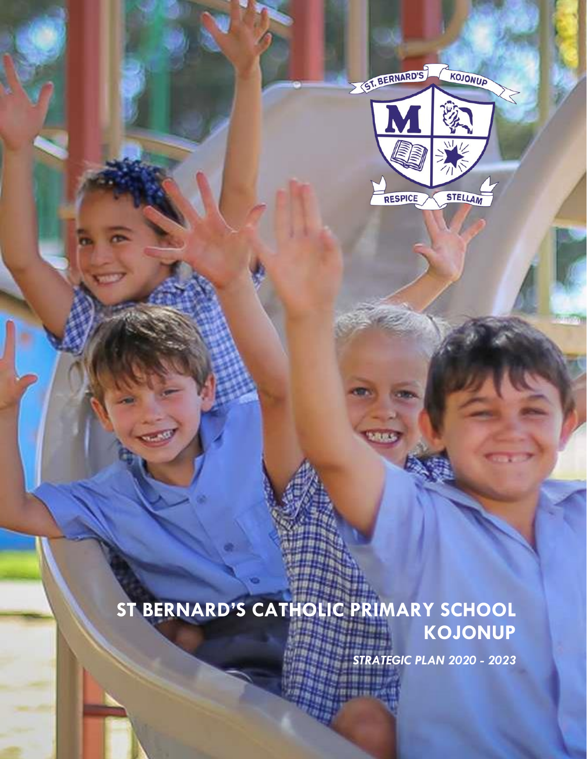# ST BERNARD'S CATHOLIC PRIMARY SCHOOL KOJONUP

***STRATEGIC PLAN 2020 - 2023***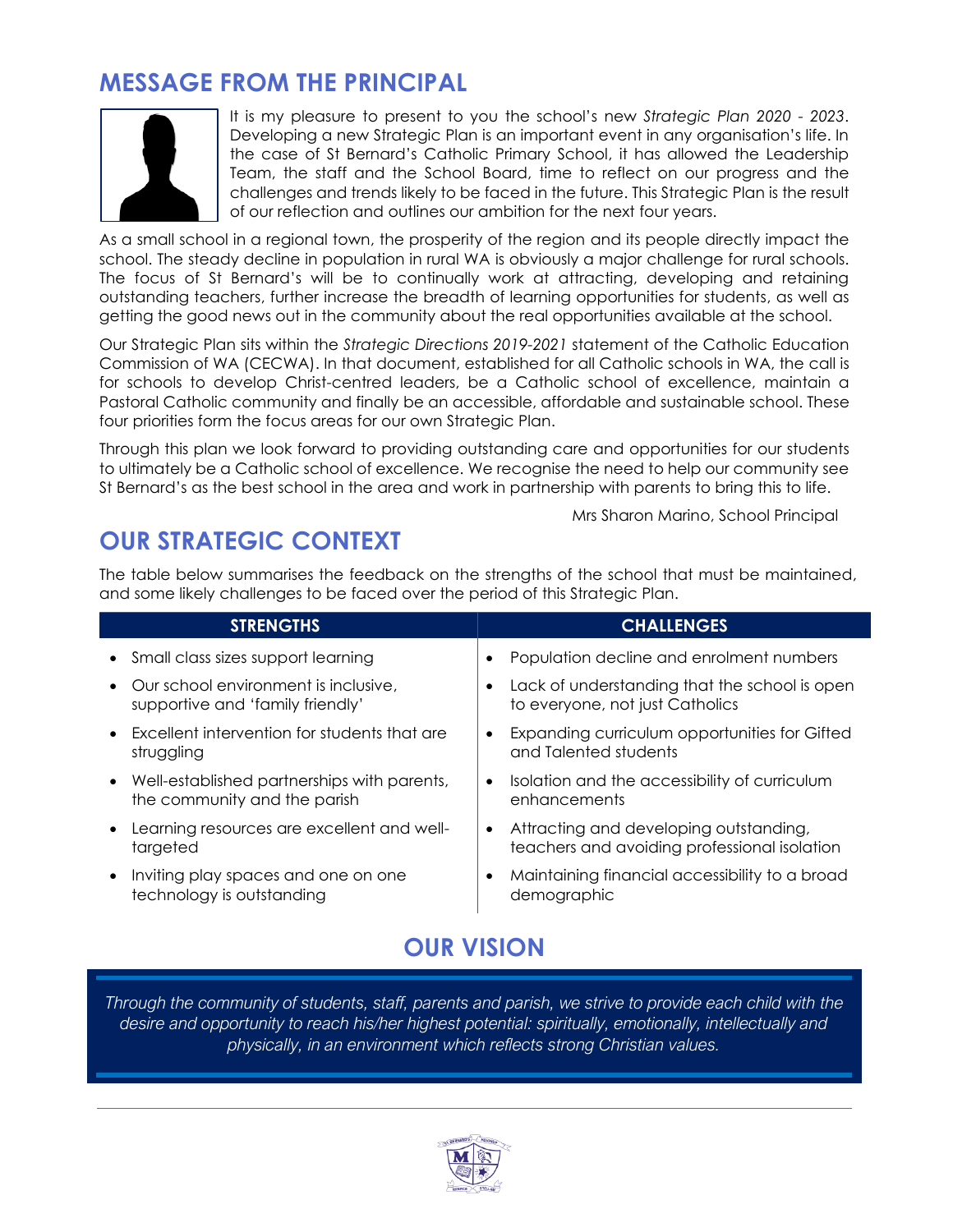## MESSAGE FROM THE PRINCIPAL

It is my pleasure to present to you the school's new *Strategic Plan 2020 - 2023*. Developing a new Strategic Plan is an important event in any organisation's life. In the case of St Bernard's Catholic Primary School, it has allowed the Leadership Team, the staff and the School Board, time to reflect on our progress and the challenges and trends likely to be faced in the future. This Strategic Plan is the result of our reflection and outlines our ambition for the next four years.

As a small school in a regional town, the prosperity of the region and its people directly impact the school. The steady decline in population in rural WA is obviously a major challenge for rural schools. The focus of St Bernard's will be to continually work at attracting, developing and retaining outstanding teachers, further increase the breadth of learning opportunities for students, as well as getting the good news out in the community about the real opportunities available at the school.

Our Strategic Plan sits within the *Strategic Directions 2019-2021* statement of the Catholic Education Commission of WA (CECWA). In that document, established for all Catholic schools in WA, the call is for schools to develop Christ-centred leaders, be a Catholic school of excellence, maintain a Pastoral Catholic community and finally be an accessible, affordable and sustainable school. These four priorities form the focus areas for our own Strategic Plan.

Through this plan we look forward to providing outstanding care and opportunities for our students to ultimately be a Catholic school of excellence. We recognise the need to help our community see St Bernard's as the best school in the area and work in partnership with parents to bring this to life.

Mrs Sharon Marino, School Principal

## OUR STRATEGIC CONTEXT

The table below summarises the feedback on the strengths of the school that must be maintained, and some likely challenges to be faced over the period of this Strategic Plan.

| STRENGTHS | CHALLENGES |
|---|---|
| • Small class sizes support learning | • Population decline and enrolment numbers |
| • Our school environment is inclusive, supportive and 'family friendly' | • Lack of understanding that the school is open to everyone, not just Catholics |
| • Excellent intervention for students that are struggling | • Expanding curriculum opportunities for Gifted and Talented students |
| • Well-established partnerships with parents, the community and the parish | • Isolation and the accessibility of curriculum enhancements |
| • Learning resources are excellent and well-targeted | • Attracting and developing outstanding, teachers and avoiding professional isolation |
| • Inviting play spaces and one on one technology is outstanding | • Maintaining financial accessibility to a broad demographic |

## OUR VISION

*Through the community of students, staff, parents and parish, we strive to provide each child with the desire and opportunity to reach his/her highest potential: spiritually, emotionally, intellectually and physically, in an environment which reflects strong Christian values.*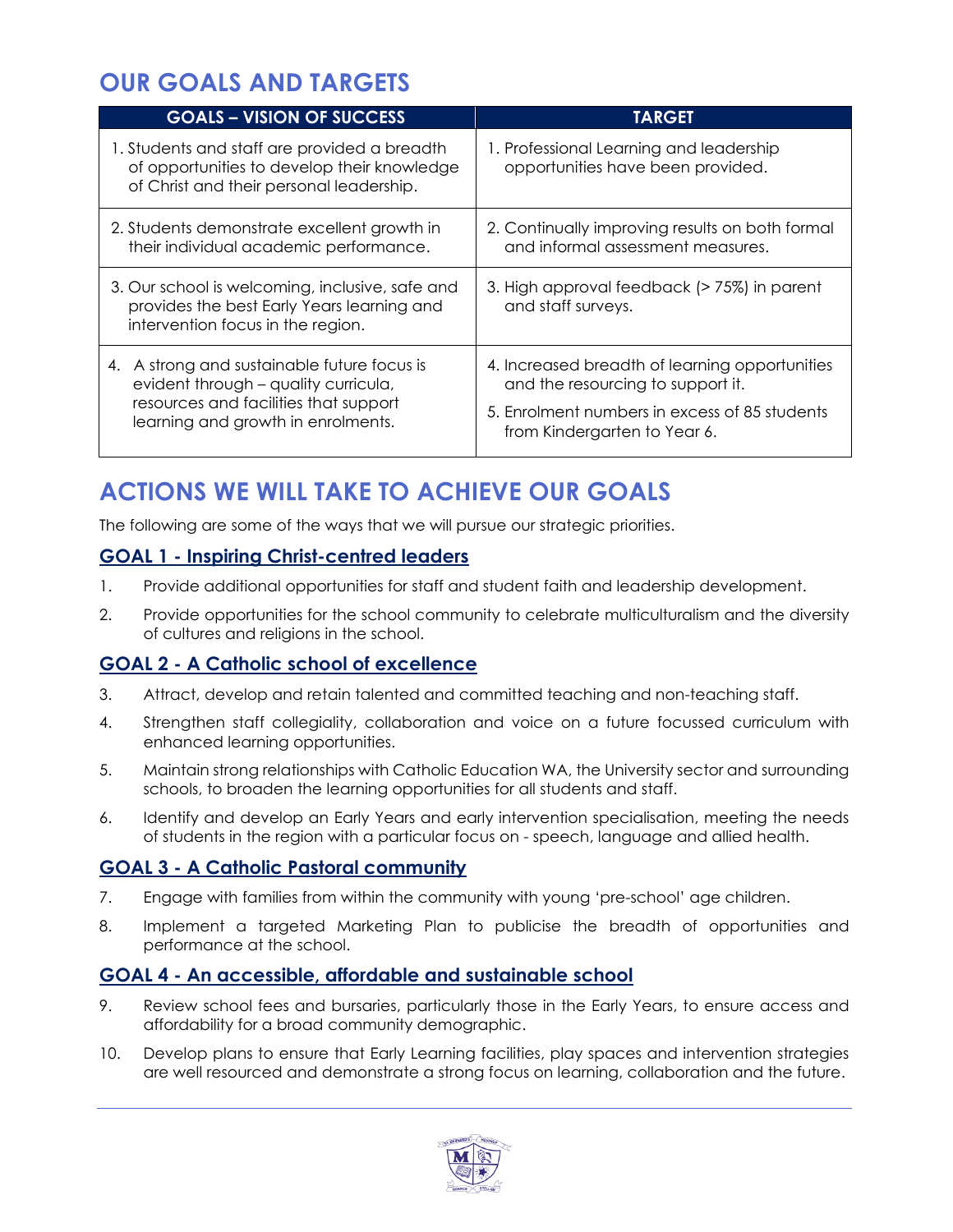## OUR GOALS AND TARGETS

| GOALS – VISION OF SUCCESS | TARGET |
|---|---|
| 1. Students and staff are provided a breadth of opportunities to develop their knowledge of Christ and their personal leadership. | 1. Professional Learning and leadership opportunities have been provided. |
| 2. Students demonstrate excellent growth in their individual academic performance. | 2. Continually improving results on both formal and informal assessment measures. |
| 3. Our school is welcoming, inclusive, safe and provides the best Early Years learning and intervention focus in the region. | 3. High approval feedback (> 75%) in parent and staff surveys. |
| 4. A strong and sustainable future focus is evident through – quality curricula, resources and facilities that support learning and growth in enrolments. | 4. Increased breadth of learning opportunities and the resourcing to support it.<br>5. Enrolment numbers in excess of 85 students from Kindergarten to Year 6. |

## ACTIONS WE WILL TAKE TO ACHIEVE OUR GOALS

The following are some of the ways that we will pursue our strategic priorities.

### GOAL 1 - Inspiring Christ-centred leaders

1. Provide additional opportunities for staff and student faith and leadership development.
2. Provide opportunities for the school community to celebrate multiculturalism and the diversity of cultures and religions in the school.

### GOAL 2 - A Catholic school of excellence

3. Attract, develop and retain talented and committed teaching and non-teaching staff.
4. Strengthen staff collegiality, collaboration and voice on a future focussed curriculum with enhanced learning opportunities.
5. Maintain strong relationships with Catholic Education WA, the University sector and surrounding schools, to broaden the learning opportunities for all students and staff.
6. Identify and develop an Early Years and early intervention specialisation, meeting the needs of students in the region with a particular focus on - speech, language and allied health.

### GOAL 3 - A Catholic Pastoral community

7. Engage with families from within the community with young 'pre-school' age children.
8. Implement a targeted Marketing Plan to publicise the breadth of opportunities and performance at the school.

### GOAL 4 - An accessible, affordable and sustainable school

9. Review school fees and bursaries, particularly those in the Early Years, to ensure access and affordability for a broad community demographic.
10. Develop plans to ensure that Early Learning facilities, play spaces and intervention strategies are well resourced and demonstrate a strong focus on learning, collaboration and the future.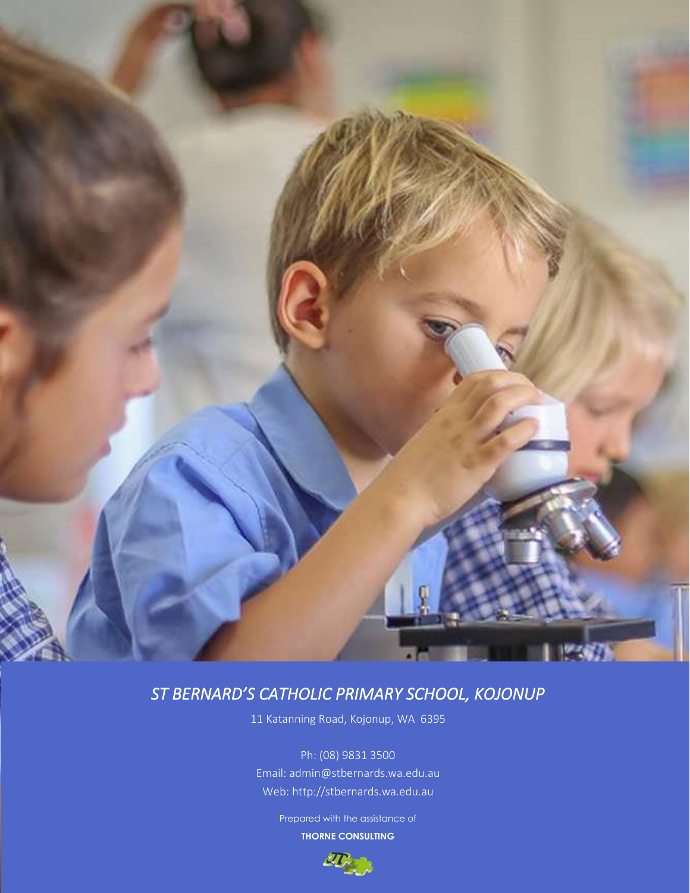*ST BERNARD'S CATHOLIC PRIMARY SCHOOL, KOJONUP*

11 Katanning Road, Kojonup, WA 6395

Ph: (08) 9831 3500

Email: admin@stbernards.wa.edu.au

Web: http://stbernards.wa.edu.au

Prepared with the assistance of

**THORNE CONSULTING**